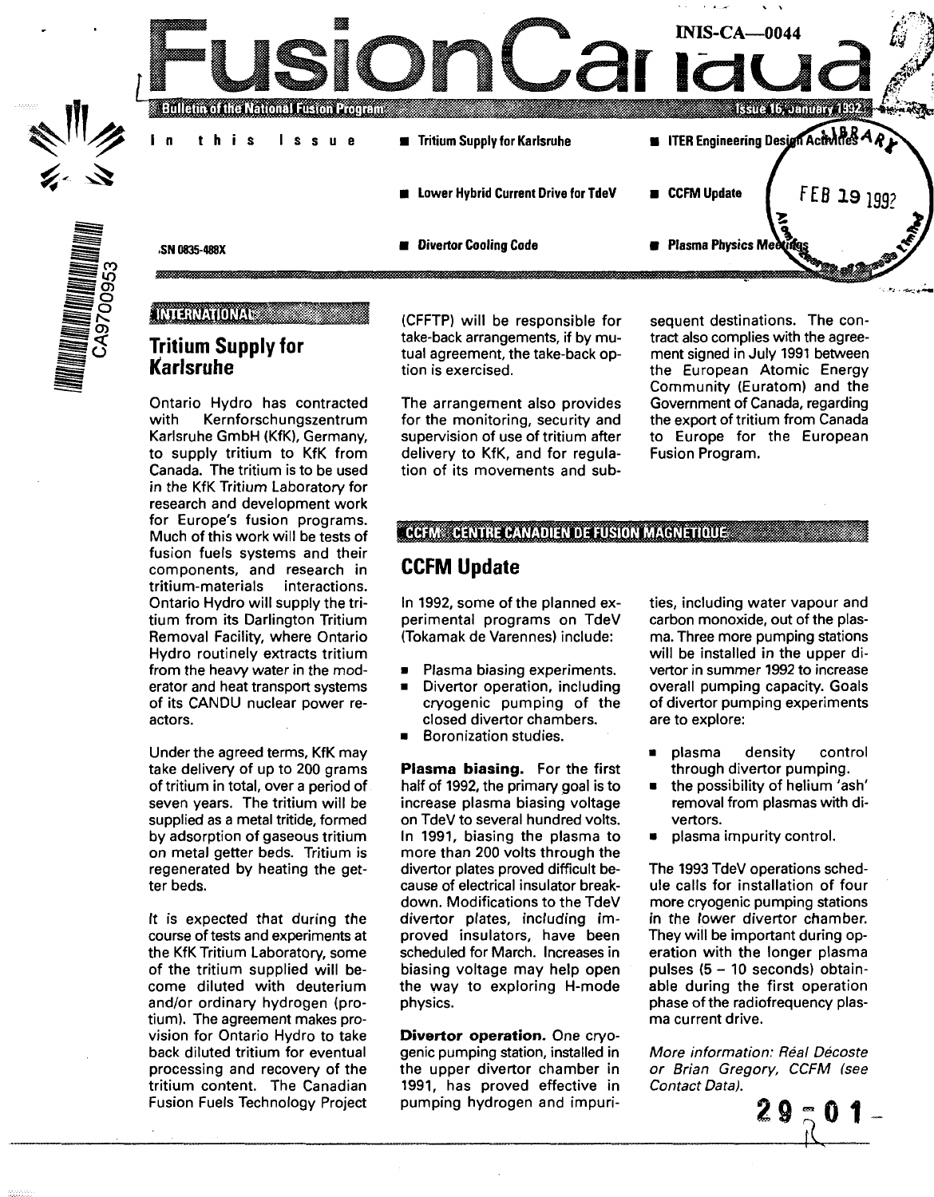INIS-CA—0044

# FusionCanada

Bulletin of the National Fusion Program — Issue 16, January 1992

ISSN 0835-488X

**In this Issue**

- Tritium Supply for Karlsruhe
- Lower Hybrid Current Drive for TdeV
- Divertor Cooling Code
- ITER Engineering Design Activities
- CCFM Update
- Plasma Physics Meetings

INTERNATIONAL

## Tritium Supply for Karlsruhe

Ontario Hydro has contracted with Kernforschungszentrum Karlsruhe GmbH (KfK), Germany, to supply tritium to KfK from Canada. The tritium is to be used in the KfK Tritium Laboratory for research and development work for Europe's fusion programs. Much of this work will be tests of fusion fuels systems and their components, and research in tritium-materials interactions. Ontario Hydro will supply the tritium from its Darlington Tritium Removal Facility, where Ontario Hydro routinely extracts tritium from the heavy water in the moderator and heat transport systems of its CANDU nuclear power reactors.

Under the agreed terms, KfK may take delivery of up to 200 grams of tritium in total, over a period of seven years. The tritium will be supplied as a metal tritide, formed by adsorption of gaseous tritium on metal getter beds. Tritium is regenerated by heating the getter beds.

It is expected that during the course of tests and experiments at the KfK Tritium Laboratory, some of the tritium supplied will become diluted with deuterium and/or ordinary hydrogen (protium). The agreement makes provision for Ontario Hydro to take back diluted tritium for eventual processing and recovery of the tritium content. The Canadian Fusion Fuels Technology Project (CFFTP) will be responsible for take-back arrangements, if by mutual agreement, the take-back option is exercised.

The arrangement also provides for the monitoring, security and supervision of use of tritium after delivery to KfK, and for regulation of its movements and subsequent destinations. The contract also complies with the agreement signed in July 1991 between the European Atomic Energy Community (Euratom) and the Government of Canada, regarding the export of tritium from Canada to Europe for the European Fusion Program.

CCFM: CENTRE CANADIEN DE FUSION MAGNÉTIQUE

## CCFM Update

In 1992, some of the planned experimental programs on TdeV (Tokamak de Varennes) include:

- Plasma biasing experiments.
- Divertor operation, including cryogenic pumping of the closed divertor chambers.
- Boronization studies.

**Plasma biasing.** For the first half of 1992, the primary goal is to increase plasma biasing voltage on TdeV to several hundred volts. In 1991, biasing the plasma to more than 200 volts through the divertor plates proved difficult because of electrical insulator breakdown. Modifications to the TdeV divertor plates, including improved insulators, have been scheduled for March. Increases in biasing voltage may help open the way to exploring H-mode physics.

**Divertor operation.** One cryogenic pumping station, installed in the upper divertor chamber in 1991, has proved effective in pumping hydrogen and impurities, including water vapour and carbon monoxide, out of the plasma. Three more pumping stations will be installed in the upper divertor in summer 1992 to increase overall pumping capacity. Goals of divertor pumping experiments are to explore:

- plasma density control through divertor pumping.
- the possibility of helium 'ash' removal from plasmas with divertors.
- plasma impurity control.

The 1993 TdeV operations schedule calls for installation of four more cryogenic pumping stations in the lower divertor chamber. They will be important during operation with the longer plasma pulses (5 – 10 seconds) obtainable during the first operation phase of the radiofrequency plasma current drive.

*More information: Réal Décoste or Brian Gregory, CCFM (see Contact Data).*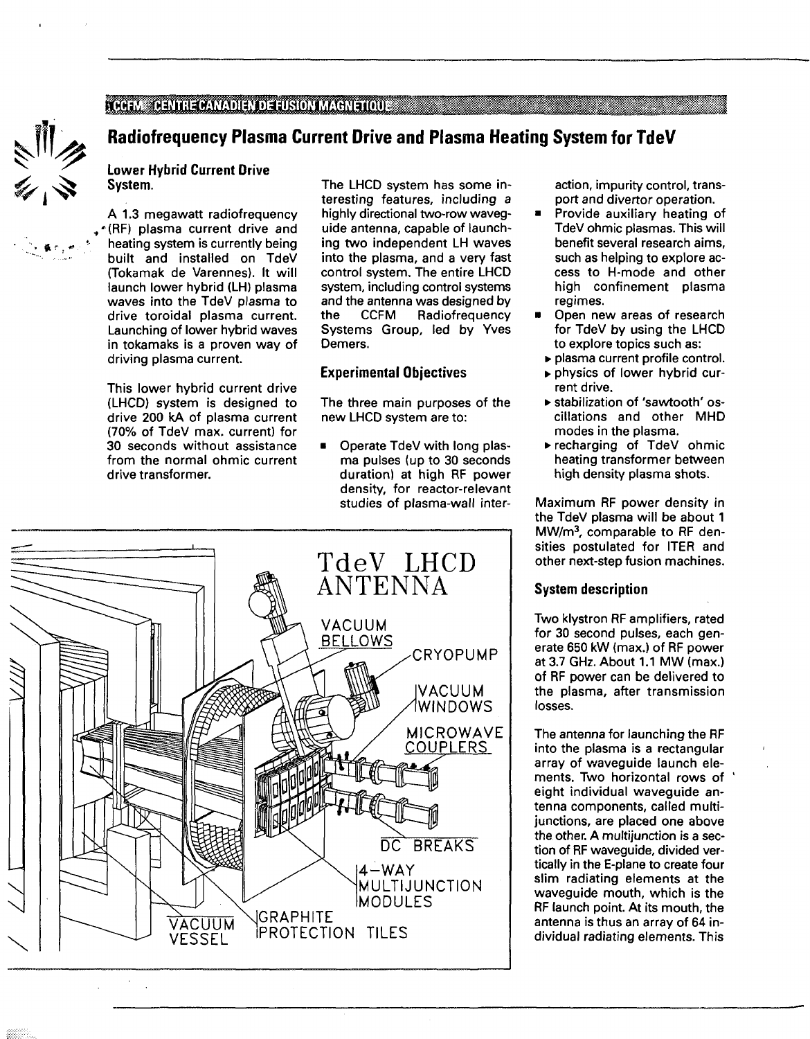CCFM · CENTRE CANADIEN DE FUSION MAGNETIQUE

# Radiofrequency Plasma Current Drive and Plasma Heating System for TdeV

## Lower Hybrid Current Drive System.

A 1.3 megawatt radiofrequency (RF) plasma current drive and heating system is currently being built and installed on TdeV (Tokamak de Varennes). It will launch lower hybrid (LH) plasma waves into the TdeV plasma to drive toroidal plasma current. Launching of lower hybrid waves in tokamaks is a proven way of driving plasma current.

This lower hybrid current drive (LHCD) system is designed to drive 200 kA of plasma current (70% of TdeV max. current) for 30 seconds without assistance from the normal ohmic current drive transformer.

The LHCD system has some interesting features, including a highly directional two-row waveguide antenna, capable of launching two independent LH waves into the plasma, and a very fast control system. The entire LHCD system, including control systems and the antenna was designed by the CCFM Radiofrequency Systems Group, led by Yves Demers.

### Experimental Objectives

The three main purposes of the new LHCD system are to:

- Operate TdeV with long plasma pulses (up to 30 seconds duration) at high RF power density, for reactor-relevant studies of plasma-wall interaction, impurity control, transport and divertor operation.
- Provide auxiliary heating of TdeV ohmic plasmas. This will benefit several research aims, such as helping to explore access to H-mode and other high confinement plasma regimes.
- Open new areas of research for TdeV by using the LHCD to explore topics such as:
  - plasma current profile control.
  - physics of lower hybrid current drive.
  - stabilization of 'sawtooth' oscillations and other MHD modes in the plasma.
  - recharging of TdeV ohmic heating transformer between high density plasma shots.

Maximum RF power density in the TdeV plasma will be about 1 MW/m$^3$, comparable to RF densities postulated for ITER and other next-step fusion machines.

TdeV LHCD ANTENNA

VACUUM BELLOWS · CRYOPUMP · VACUUM WINDOWS · MICROWAVE COUPLERS · DC BREAKS · 4-WAY MULTIJUNCTION MODULES · GRAPHITE PROTECTION TILES · VACUUM VESSEL

### System description

Two klystron RF amplifiers, rated for 30 second pulses, each generate 650 kW (max.) of RF power at 3.7 GHz. About 1.1 MW (max.) of RF power can be delivered to the plasma, after transmission losses.

The antenna for launching the RF into the plasma is a rectangular array of waveguide launch elements. Two horizontal rows of eight individual waveguide antenna components, called multijunctions, are placed one above the other. A multijunction is a section of RF waveguide, divided vertically in the E-plane to create four slim radiating elements at the waveguide mouth, which is the RF launch point. At its mouth, the antenna is thus an array of 64 individual radiating elements. This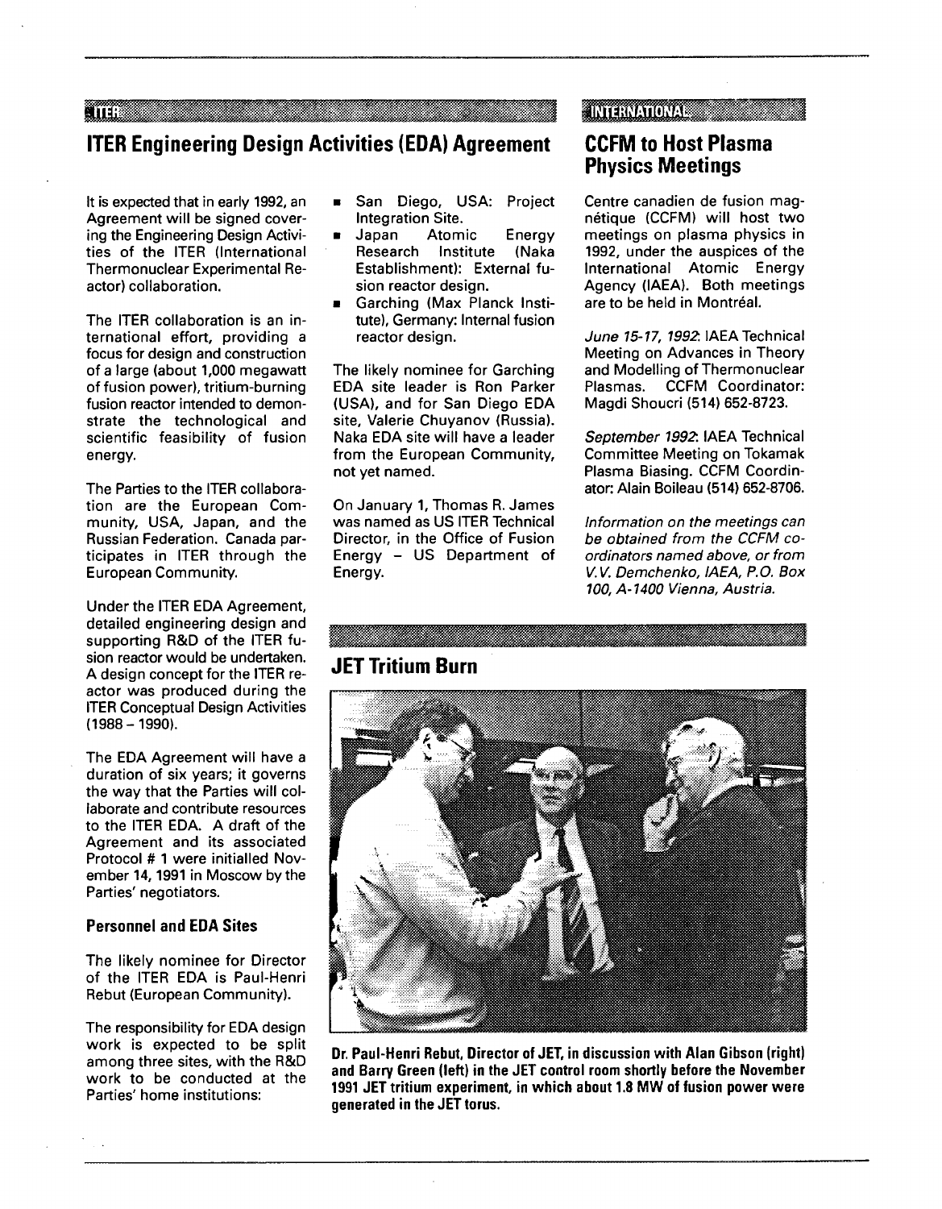ITER

## ITER Engineering Design Activities (EDA) Agreement

It is expected that in early 1992, an Agreement will be signed covering the Engineering Design Activities of the ITER (International Thermonuclear Experimental Reactor) collaboration.

The ITER collaboration is an international effort, providing a focus for design and construction of a large (about 1,000 megawatt of fusion power), tritium-burning fusion reactor intended to demonstrate the technological and scientific feasibility of fusion energy.

The Parties to the ITER collaboration are the European Community, USA, Japan, and the Russian Federation. Canada participates in ITER through the European Community.

Under the ITER EDA Agreement, detailed engineering design and supporting R&D of the ITER fusion reactor would be undertaken. A design concept for the ITER reactor was produced during the ITER Conceptual Design Activities (1988 – 1990).

The EDA Agreement will have a duration of six years; it governs the way that the Parties will collaborate and contribute resources to the ITER EDA. A draft of the Agreement and its associated Protocol # 1 were initialled November 14, 1991 in Moscow by the Parties' negotiators.

### Personnel and EDA Sites

The likely nominee for Director of the ITER EDA is Paul-Henri Rebut (European Community).

The responsibility for EDA design work is expected to be split among three sites, with the R&D work to be conducted at the Parties' home institutions:

- San Diego, USA: Project Integration Site.
- Japan Atomic Energy Research Institute (Naka Establishment): External fusion reactor design.
- Garching (Max Planck Institute), Germany: Internal fusion reactor design.

The likely nominee for Garching EDA site leader is Ron Parker (USA), and for San Diego EDA site, Valerie Chuyanov (Russia). Naka EDA site will have a leader from the European Community, not yet named.

On January 1, Thomas R. James was named as US ITER Technical Director, in the Office of Fusion Energy – US Department of Energy.

INTERNATIONAL

## CCFM to Host Plasma Physics Meetings

Centre canadien de fusion magnétique (CCFM) will host two meetings on plasma physics in 1992, under the auspices of the International Atomic Energy Agency (IAEA). Both meetings are to be held in Montréal.

*June 15-17, 1992*: IAEA Technical Meeting on Advances in Theory and Modelling of Thermonuclear Plasmas. CCFM Coordinator: Magdi Shoucri (514) 652-8723.

*September 1992*: IAEA Technical Committee Meeting on Tokamak Plasma Biasing. CCFM Coordinator: Alain Boileau (514) 652-8706.

*Information on the meetings can be obtained from the CCFM coordinators named above, or from V.V. Demchenko, IAEA, P.O. Box 100, A-1400 Vienna, Austria.*

## JET Tritium Burn

**Dr. Paul-Henri Rebut, Director of JET, in discussion with Alan Gibson (right) and Barry Green (left) in the JET control room shortly before the November 1991 JET tritium experiment, in which about 1.8 MW of fusion power were generated in the JET torus.**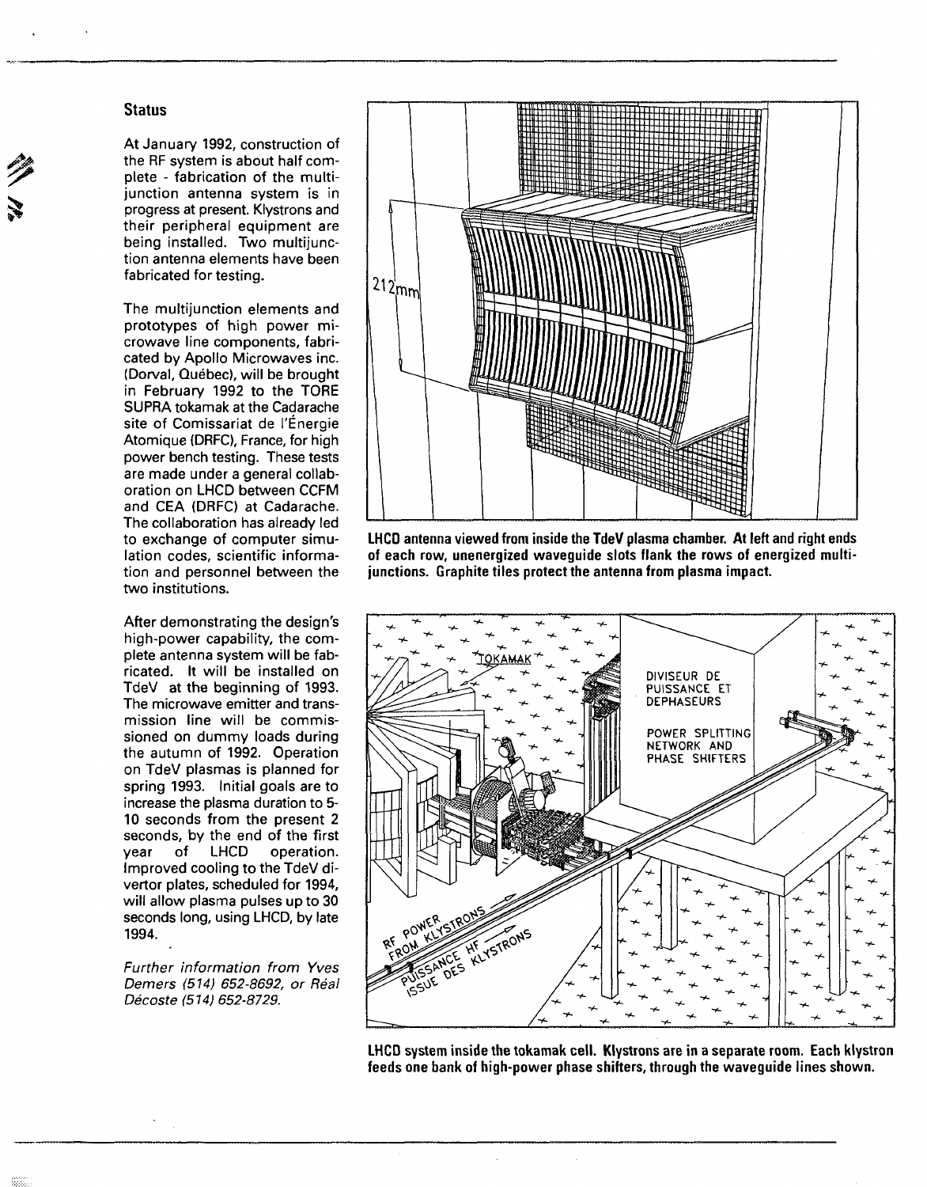## Status

At January 1992, construction of the RF system is about half complete - fabrication of the multijunction antenna system is in progress at present. Klystrons and their peripheral equipment are being installed. Two multijunction antenna elements have been fabricated for testing.

The multijunction elements and prototypes of high power microwave line components, fabricated by Apollo Microwaves inc. (Dorval, Québec), will be brought in February 1992 to the TORE SUPRA tokamak at the Cadarache site of Comissariat de l'Énergie Atomique (DRFC), France, for high power bench testing. These tests are made under a general collaboration on LHCD between CCFM and CEA (DRFC) at Cadarache. The collaboration has already led to exchange of computer simulation codes, scientific information and personnel between the two institutions.

After demonstrating the design's high-power capability, the complete antenna system will be fabricated. It will be installed on TdeV at the beginning of 1993. The microwave emitter and transmission line will be commissioned on dummy loads during the autumn of 1992. Operation on TdeV plasmas is planned for spring 1993. Initial goals are to increase the plasma duration to 5-10 seconds from the present 2 seconds, by the end of the first year of LHCD operation. Improved cooling to the TdeV divertor plates, scheduled for 1994, will allow plasma pulses up to 30 seconds long, using LHCD, by late 1994.

*Further information from Yves Demers (514) 652-8692, or Réal Décoste (514) 652-8729.*

**LHCD antenna viewed from inside the TdeV plasma chamber. At left and right ends of each row, unenergized waveguide slots flank the rows of energized multijunctions. Graphite tiles protect the antenna from plasma impact.**

**LHCD system inside the tokamak cell. Klystrons are in a separate room. Each klystron feeds one bank of high-power phase shifters, through the waveguide lines shown.**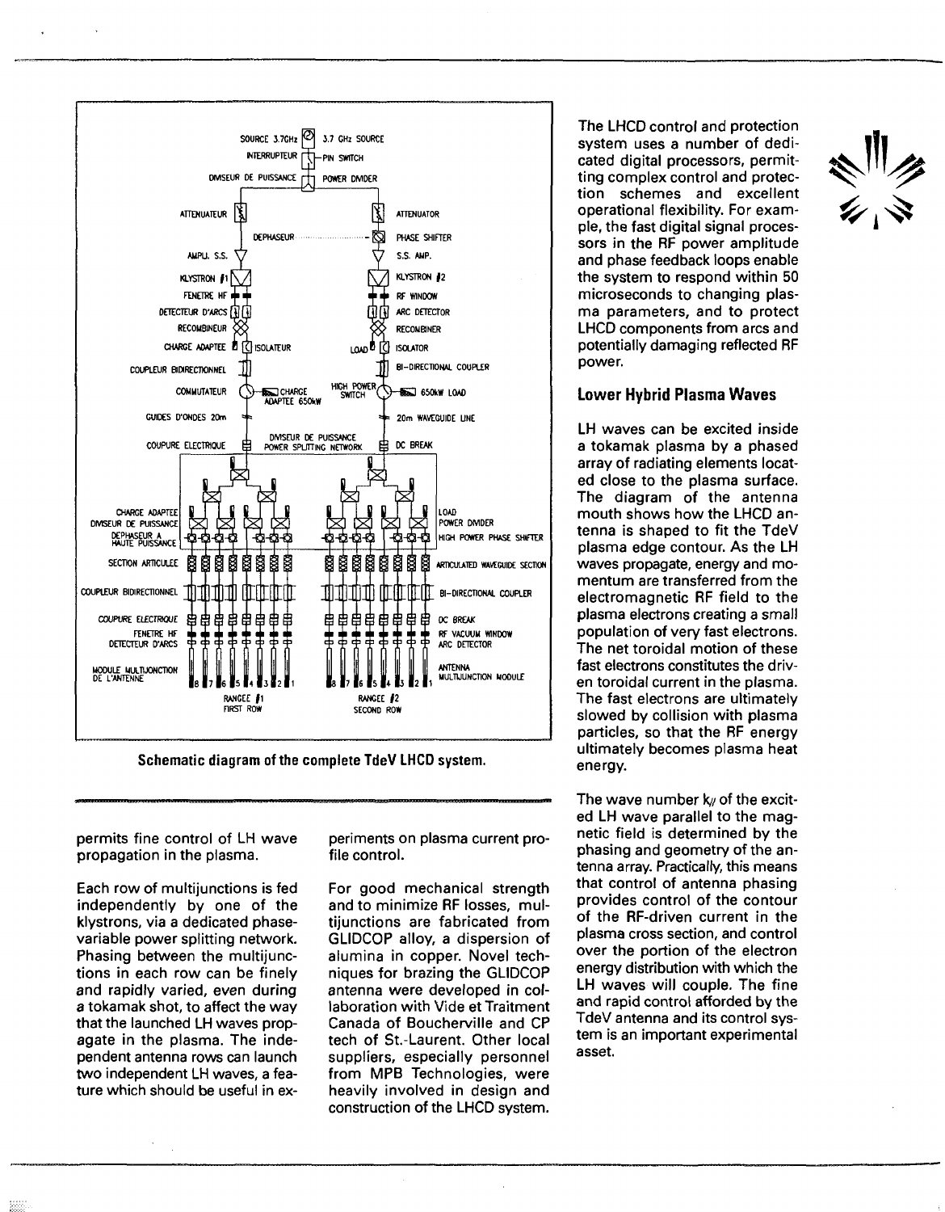Schematic diagram of the complete TdeV LHCD system.

permits fine control of LH wave propagation in the plasma.

Each row of multijunctions is fed independently by one of the klystrons, via a dedicated phase-variable power splitting network. Phasing between the multijunctions in each row can be finely and rapidly varied, even during a tokamak shot, to affect the way that the launched LH waves propagate in the plasma. The independent antenna rows can launch two independent LH waves, a feature which should be useful in experiments on plasma current profile control.

For good mechanical strength and to minimize RF losses, multijunctions are fabricated from GLIDCOP alloy, a dispersion of alumina in copper. Novel techniques for brazing the GLIDCOP antenna were developed in collaboration with Vide et Traitment Canada of Boucherville and CP tech of St.-Laurent. Other local suppliers, especially personnel from MPB Technologies, were heavily involved in design and construction of the LHCD system.

The LHCD control and protection system uses a number of dedicated digital processors, permitting complex control and protection schemes and excellent operational flexibility. For example, the fast digital signal processors in the RF power amplitude and phase feedback loops enable the system to respond within 50 microseconds to changing plasma parameters, and to protect LHCD components from arcs and potentially damaging reflected RF power.

## Lower Hybrid Plasma Waves

LH waves can be excited inside a tokamak plasma by a phased array of radiating elements located close to the plasma surface. The diagram of the antenna mouth shows how the LHCD antenna is shaped to fit the TdeV plasma edge contour. As the LH waves propagate, energy and momentum are transferred from the electromagnetic RF field to the plasma electrons creating a small population of very fast electrons. The net toroidal motion of these fast electrons constitutes the driven toroidal current in the plasma. The fast electrons are ultimately slowed by collision with plasma particles, so that the RF energy ultimately becomes plasma heat energy.

The wave number $k_{//}$ of the excited LH wave parallel to the magnetic field is determined by the phasing and geometry of the antenna array. Practically, this means that control of antenna phasing provides control of the contour of the RF-driven current in the plasma cross section, and control over the portion of the electron energy distribution with which the LH waves will couple. The fine and rapid control afforded by the TdeV antenna and its control system is an important experimental asset.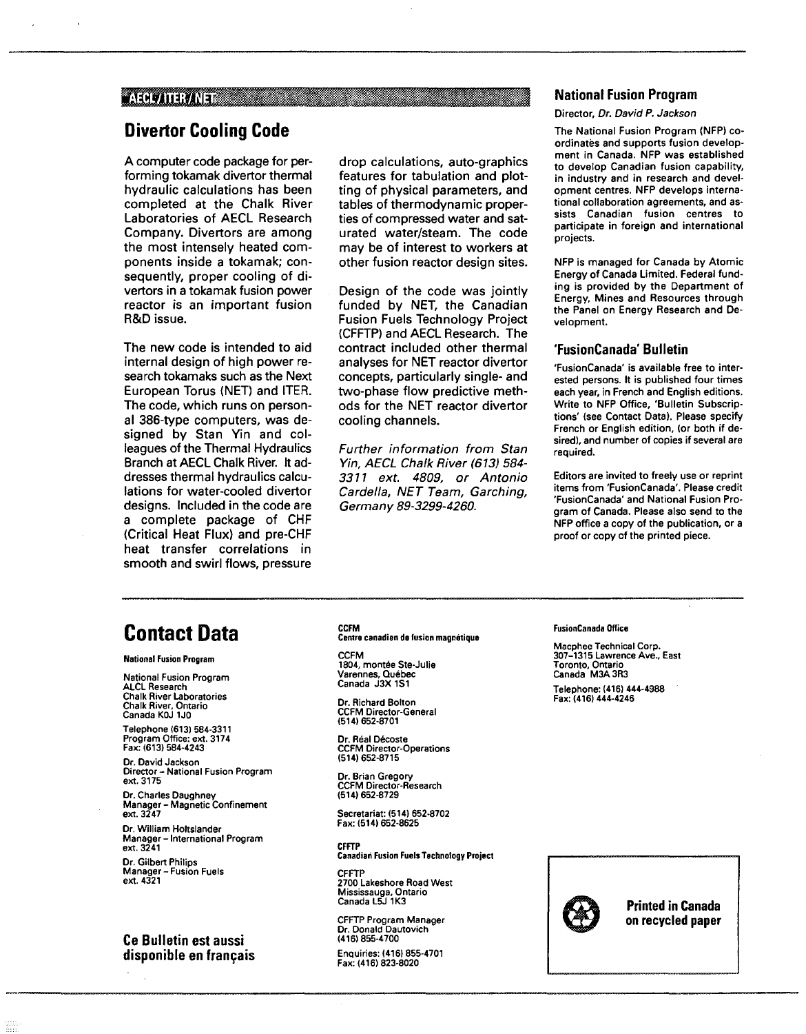AECL/ITER/NET

## Divertor Cooling Code

A computer code package for performing tokamak divertor thermal hydraulic calculations has been completed at the Chalk River Laboratories of AECL Research Company. Divertors are among the most intensely heated components inside a tokamak; consequently, proper cooling of divertors in a tokamak fusion power reactor is an important fusion R&D issue.

The new code is intended to aid internal design of high power research tokamaks such as the Next European Torus (NET) and ITER. The code, which runs on personal 386-type computers, was designed by Stan Yin and colleagues of the Thermal Hydraulics Branch at AECL Chalk River. It addresses thermal hydraulics calculations for water-cooled divertor designs. Included in the code are a complete package of CHF (Critical Heat Flux) and pre-CHF heat transfer correlations in smooth and swirl flows, pressure drop calculations, auto-graphics features for tabulation and plotting of physical parameters, and tables of thermodynamic properties of compressed water and saturated water/steam. The code may be of interest to workers at other fusion reactor design sites.

Design of the code was jointly funded by NET, the Canadian Fusion Fuels Technology Project (CFFTP) and AECL Research. The contract included other thermal analyses for NET reactor divertor concepts, particularly single- and two-phase flow predictive methods for the NET reactor divertor cooling channels.

*Further information from Stan Yin, AECL Chalk River (613) 584-3311 ext. 4809, or Antonio Cardella, NET Team, Garching, Germany 89-3299-4260.*

### National Fusion Program

Director, *Dr. David P. Jackson*

The National Fusion Program (NFP) coordinates and supports fusion development in Canada. NFP was established to develop Canadian fusion capability, in industry and in research and development centres. NFP develops international collaboration agreements, and assists Canadian fusion centres to participate in foreign and international projects.

NFP is managed for Canada by Atomic Energy of Canada Limited. Federal funding is provided by the Department of Energy, Mines and Resources through the Panel on Energy Research and Development.

### 'FusionCanada' Bulletin

'FusionCanada' is available free to interested persons. It is published four times each year, in French and English editions. Write to NFP Office, 'Bulletin Subscriptions' (see Contact Data). Please specify French or English edition, (or both if desired), and number of copies if several are required.

Editors are invited to freely use or reprint items from 'FusionCanada'. Please credit 'FusionCanada' and National Fusion Program of Canada. Please also send to the NFP office a copy of the publication, or a proof or copy of the printed piece.

## Contact Data

**National Fusion Program**

National Fusion Program
ALCL Research
Chalk River Laboratories
Chalk River, Ontario
Canada K0J 1J0

Telephone (613) 584-3311
Program Office: ext. 3174
Fax: (613) 584-4243

Dr. David Jackson
Director – National Fusion Program
ext. 3175

Dr. Charles Daughney
Manager – Magnetic Confinement
ext. 3247

Dr. William Holtslander
Manager – International Program
ext. 3241

Dr. Gilbert Philips
Manager – Fusion Fuels
ext. 4321

**CCFM**
**Centre canadien de fusion magnétique**

CCFM
1804, montée Ste-Julie
Varennes, Québec
Canada J3X 1S1

Dr. Richard Bolton
CCFM Director-General
(514) 652-8701

Dr. Réal Décoste
CCFM Director-Operations
(514) 652-8715

Dr. Brian Gregory
CCFM Director-Research
(514) 652-8729

Secretariat: (514) 652-8702
Fax: (514) 652-8625

**CFFTP**
**Canadian Fusion Fuels Technology Project**

CFFTP
2700 Lakeshore Road West
Mississauga, Ontario
Canada L5J 1K3

CFFTP Program Manager
Dr. Donald Dautovich
(416) 855-4700

Enquiries: (416) 855-4701
Fax: (416) 823-8020

**FusionCanada Office**

Macphee Technical Corp.
307–1315 Lawrence Ave., East
Toronto, Ontario
Canada M3A 3R3

Telephone: (416) 444-4988
Fax: (416) 444-4246

**Ce Bulletin est aussi disponible en français**

**Printed in Canada on recycled paper**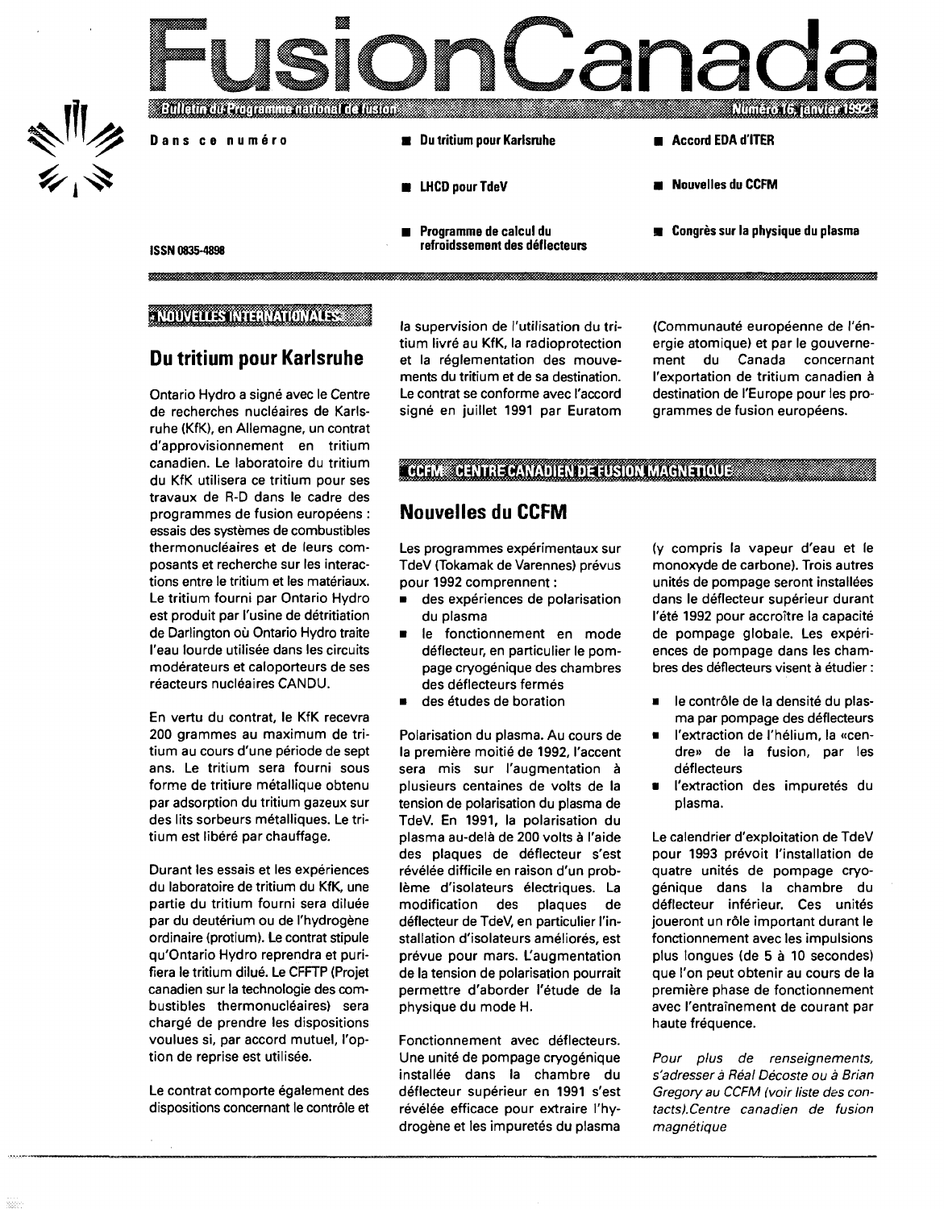# FusionCanada

Bulletin du Programme national de fusion — Numéro 16, janvier 1992

**Dans ce numéro**

- Du tritium pour Karlsruhe
- LHCD pour TdeV
- Programme de calcul du refroidssement des déflecteurs
- Accord EDA d'ITER
- Nouvelles du CCFM
- Congrès sur la physique du plasma

ISSN 0835-4898

NOUVELLES INTERNATIONALES

## Du tritium pour Karlsruhe

Ontario Hydro a signé avec le Centre de recherches nucléaires de Karlsruhe (KfK), en Allemagne, un contrat d'approvisionnement en tritium canadien. Le laboratoire du tritium du KfK utilisera ce tritium pour ses travaux de R-D dans le cadre des programmes de fusion européens : essais des systèmes de combustibles thermonucléaires et de leurs composants et recherche sur les interactions entre le tritium et les matériaux. Le tritium fourni par Ontario Hydro est produit par l'usine de détritiation de Darlington où Ontario Hydro traite l'eau lourde utilisée dans les circuits modérateurs et caloporteurs de ses réacteurs nucléaires CANDU.

En vertu du contrat, le KfK recevra 200 grammes au maximum de tritium au cours d'une période de sept ans. Le tritium sera fourni sous forme de tritiure métallique obtenu par adsorption du tritium gazeux sur des lits sorbeurs métalliques. Le tritium est libéré par chauffage.

Durant les essais et les expériences du laboratoire de tritium du KfK, une partie du tritium fourni sera diluée par du deutérium ou de l'hydrogène ordinaire (protium). Le contrat stipule qu'Ontario Hydro reprendra et purifiera le tritium dilué. Le CFFTP (Projet canadien sur la technologie des combustibles thermonucléaires) sera chargé de prendre les dispositions voulues si, par accord mutuel, l'option de reprise est utilisée.

Le contrat comporte également des dispositions concernant le contrôle et la supervision de l'utilisation du tritium livré au KfK, la radioprotection et la réglementation des mouvements du tritium et de sa destination. Le contrat se conforme avec l'accord signé en juillet 1991 par Euratom (Communauté européenne de l'énergie atomique) et par le gouvernement du Canada concernant l'exportation de tritium canadien à destination de l'Europe pour les programmes de fusion européens.

CCFM CENTRE CANADIEN DE FUSION MAGNÉTIQUE

## Nouvelles du CCFM

Les programmes expérimentaux sur TdeV (Tokamak de Varennes) prévus pour 1992 comprennent :

- des expériences de polarisation du plasma
- le fonctionnement en mode déflecteur, en particulier le pompage cryogénique des chambres des déflecteurs fermés
- des études de boration

Polarisation du plasma. Au cours de la première moitié de 1992, l'accent sera mis sur l'augmentation à plusieurs centaines de volts de la tension de polarisation du plasma de TdeV. En 1991, la polarisation du plasma au-delà de 200 volts à l'aide des plaques de déflecteur s'est révélée difficile en raison d'un problème d'isolateurs électriques. La modification des plaques de déflecteur de TdeV, en particulier l'installation d'isolateurs améliorés, est prévue pour mars. L'augmentation de la tension de polarisation pourrait permettre d'aborder l'étude de la physique du mode H.

Fonctionnement avec déflecteurs. Une unité de pompage cryogénique installée dans la chambre du déflecteur supérieur en 1991 s'est révélée efficace pour extraire l'hydrogène et les impuretés du plasma (y compris la vapeur d'eau et le monoxyde de carbone). Trois autres unités de pompage seront installées dans le déflecteur supérieur durant l'été 1992 pour accroître la capacité de pompage globale. Les expériences de pompage dans les chambres des déflecteurs visent à étudier :

- le contrôle de la densité du plasma par pompage des déflecteurs
- l'extraction de l'hélium, la «cendre» de la fusion, par les déflecteurs
- l'extraction des impuretés du plasma.

Le calendrier d'exploitation de TdeV pour 1993 prévoit l'installation de quatre unités de pompage cryogénique dans la chambre du déflecteur inférieur. Ces unités joueront un rôle important durant le fonctionnement avec les impulsions plus longues (de 5 à 10 secondes) que l'on peut obtenir au cours de la première phase de fonctionnement avec l'entraînement de courant par haute fréquence.

*Pour plus de renseignements, s'adresser à Réal Décoste ou à Brian Gregory au CCFM (voir liste des contacts).Centre canadien de fusion magnétique*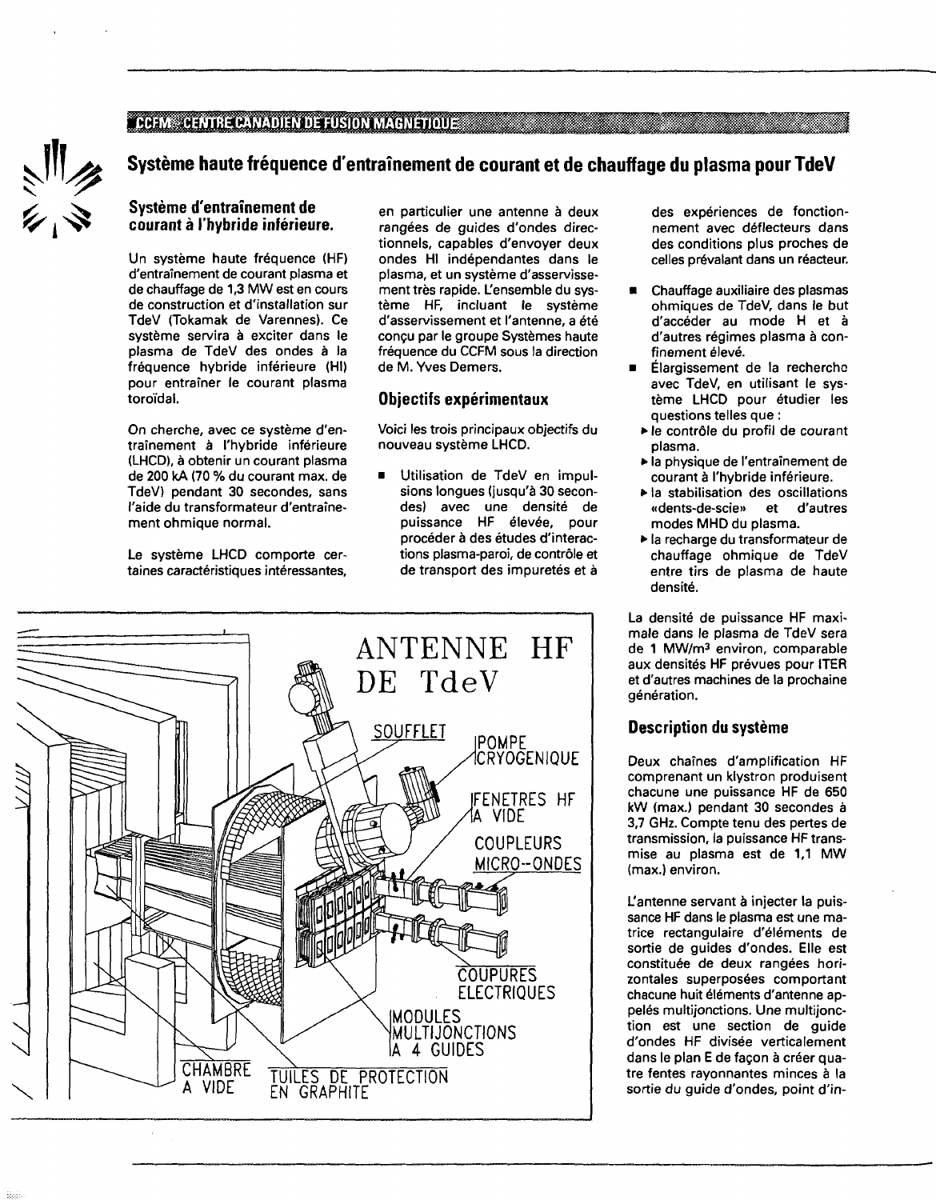CCFM - CENTRE CANADIEN DE FUSION MAGNÉTIQUE

# Système haute fréquence d'entraînement de courant et de chauffage du plasma pour TdeV

## Système d'entraînement de courant à l'hybride inférieure.

Un système haute fréquence (HF) d'entraînement de courant plasma et de chauffage de 1,3 MW est en cours de construction et d'installation sur TdeV (Tokamak de Varennes). Ce système servira à exciter dans le plasma de TdeV des ondes à la fréquence hybride inférieure (HI) pour entraîner le courant plasma toroïdal.

On cherche, avec ce système d'entraînement à l'hybride inférieure (LHCD), à obtenir un courant plasma de 200 kA (70 % du courant max. de TdeV) pendant 30 secondes, sans l'aide du transformateur d'entraînement ohmique normal.

Le système LHCD comporte certaines caractéristiques intéressantes, en particulier une antenne à deux rangées de guides d'ondes directionnels, capables d'envoyer deux ondes HI indépendantes dans le plasma, et un système d'asservissement très rapide. L'ensemble du système HF, incluant le système d'asservissement et l'antenne, a été conçu par le groupe Systèmes haute fréquence du CCFM sous la direction de M. Yves Demers.

## Objectifs expérimentaux

Voici les trois principaux objectifs du nouveau système LHCD.

- Utilisation de TdeV en impulsions longues (jusqu'à 30 secondes) avec une densité de puissance HF élevée, pour procéder à des études d'interactions plasma-paroi, de contrôle et de transport des impuretés et à des expériences de fonctionnement avec déflecteurs dans des conditions plus proches de celles prévalant dans un réacteur.
- Chauffage auxiliaire des plasmas ohmiques de TdeV, dans le but d'accéder au mode H et à d'autres régimes plasma à confinement élevé.
- Élargissement de la recherche avec TdeV, en utilisant le système LHCD pour étudier les questions telles que :
  - le contrôle du profil de courant plasma.
  - la physique de l'entraînement de courant à l'hybride inférieure.
  - la stabilisation des oscillations «dents-de-scie» et d'autres modes MHD du plasma.
  - la recharge du transformateur de chauffage ohmique de TdeV entre tirs de plasma de haute densité.

ANTENNE HF DE TdeV

SOUFFLET — POMPE CRYOGENIQUE — FENETRES HF A VIDE — COUPLEURS MICRO-ONDES — COUPURES ELECTRIQUES — MODULES MULTIJONCTIONS A 4 GUIDES — CHAMBRE A VIDE — TUILES DE PROTECTION EN GRAPHITE

La densité de puissance HF maximale dans le plasma de TdeV sera de 1 MW/m³ environ, comparable aux densités HF prévues pour ITER et d'autres machines de la prochaine génération.

## Description du système

Deux chaînes d'amplification HF comprenant un klystron produisent chacune une puissance HF de 650 kW (max.) pendant 30 secondes à 3,7 GHz. Compte tenu des pertes de transmission, la puissance HF transmise au plasma est de 1,1 MW (max.) environ.

L'antenne servant à injecter la puissance HF dans le plasma est une matrice rectangulaire d'éléments de sortie de guides d'ondes. Elle est constituée de deux rangées horizontales superposées comportant chacune huit éléments d'antenne appelés multijonctions. Une multijonction est une section de guide d'ondes HF divisée verticalement dans le plan E de façon à créer quatre fentes rayonnantes minces à la sortie du guide d'ondes, point d'in-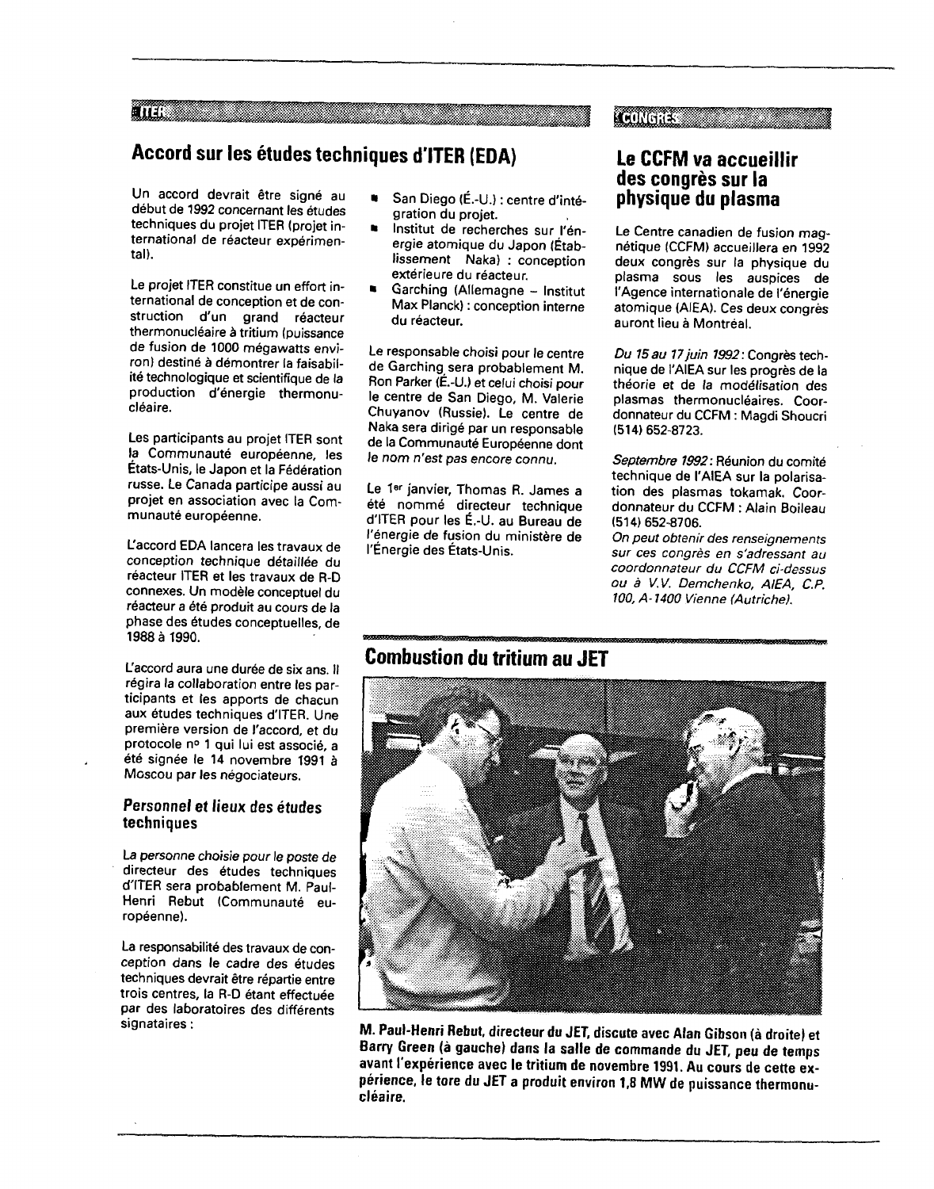ITER

## Accord sur les études techniques d'ITER (EDA)

Un accord devrait être signé au début de 1992 concernant les études techniques du projet ITER (projet international de réacteur expérimental).

Le projet ITER constitue un effort international de conception et de construction d'un grand réacteur thermonucléaire à tritium (puissance de fusion de 1000 mégawatts environ) destiné à démontrer la faisabilité technologique et scientifique de la production d'énergie thermonucléaire.

Les participants au projet ITER sont la Communauté européenne, les États-Unis, le Japon et la Fédération russe. Le Canada participe aussi au projet en association avec la Communauté européenne.

L'accord EDA lancera les travaux de conception technique détaillée du réacteur ITER et les travaux de R-D connexes. Un modèle conceptuel du réacteur a été produit au cours de la phase des études conceptuelles, de 1988 à 1990.

L'accord aura une durée de six ans. Il régira la collaboration entre les participants et les apports de chacun aux études techniques d'ITER. Une première version de l'accord, et du protocole n° 1 qui lui est associé, a été signée le 14 novembre 1991 à Moscou par les négociateurs.

### Personnel et lieux des études techniques

La personne choisie pour le poste de directeur des études techniques d'ITER sera probablement M. Paul-Henri Rebut (Communauté européenne).

La responsabilité des travaux de conception dans le cadre des études techniques devrait être répartie entre trois centres, la R-D étant effectuée par des laboratoires des différents signataires :

- San Diego (É.-U.) : centre d'intégration du projet.
- Institut de recherches sur l'énergie atomique du Japon (Établissement Naka) : conception extérieure du réacteur.
- Garching (Allemagne – Institut Max Planck) : conception interne du réacteur.

Le responsable choisi pour le centre de Garching sera probablement M. Ron Parker (É.-U.) et celui choisi pour le centre de San Diego, M. Valerie Chuyanov (Russie). Le centre de Naka sera dirigé par un responsable de la Communauté Européenne dont le nom n'est pas encore connu.

Le 1er janvier, Thomas R. James a été nommé directeur technique d'ITER pour les É.-U. au Bureau de l'énergie de fusion du ministère de l'Énergie des États-Unis.

CONGRÈS

## Le CCFM va accueillir des congrès sur la physique du plasma

Le Centre canadien de fusion magnétique (CCFM) accueillera en 1992 deux congrès sur la physique du plasma sous les auspices de l'Agence internationale de l'énergie atomique (AIEA). Ces deux congrès auront lieu à Montréal.

*Du 15 au 17 juin 1992* : Congrès technique de l'AIEA sur les progrès de la théorie et de la modélisation des plasmas thermonucléaires. Coordonnateur du CCFM : Magdi Shoucri (514) 652-8723.

*Septembre 1992* : Réunion du comité technique de l'AIEA sur la polarisation des plasmas tokamak. Coordonnateur du CCFM : Alain Boileau (514) 652-8706.

*On peut obtenir des renseignements sur ces congrès en s'adressant au coordonnateur du CCFM ci-dessus ou à V.V. Demchenko, AIEA, C.P. 100, A-1400 Vienne (Autriche).*

## Combustion du tritium au JET

**M. Paul-Henri Rebut, directeur du JET, discute avec Alan Gibson (à droite) et Barry Green (à gauche) dans la salle de commande du JET, peu de temps avant l'expérience avec le tritium de novembre 1991. Au cours de cette expérience, le tore du JET a produit environ 1,8 MW de puissance thermonucléaire.**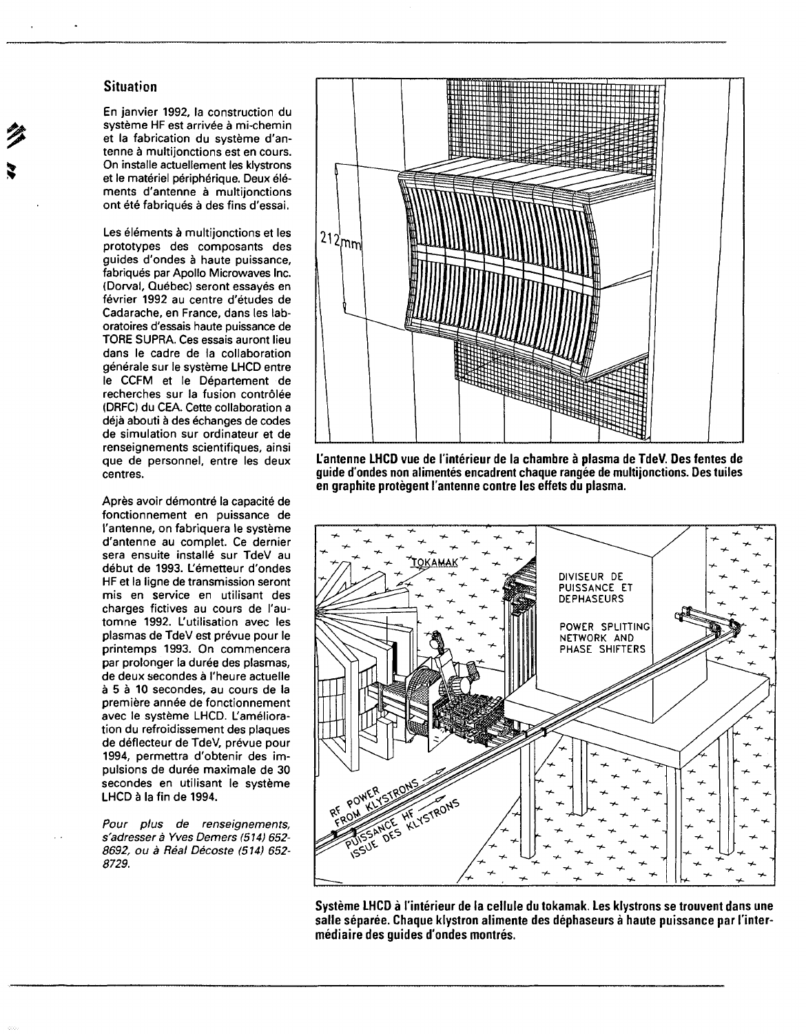## Situation

En janvier 1992, la construction du système HF est arrivée à mi-chemin et la fabrication du système d'antenne à multijonctions est en cours. On installe actuellement les klystrons et le matériel périphérique. Deux éléments d'antenne à multijonctions ont été fabriqués à des fins d'essai.

Les éléments à multijonctions et les prototypes des composants des guides d'ondes à haute puissance, fabriqués par Apollo Microwaves Inc. (Dorval, Québec) seront essayés en février 1992 au centre d'études de Cadarache, en France, dans les laboratoires d'essais haute puissance de TORE SUPRA. Ces essais auront lieu dans le cadre de la collaboration générale sur le système LHCD entre le CCFM et le Département de recherches sur la fusion contrôlée (DRFC) du CEA. Cette collaboration a déjà abouti à des échanges de codes de simulation sur ordinateur et de renseignements scientifiques, ainsi que de personnel, entre les deux centres.

Après avoir démontré la capacité de fonctionnement en puissance de l'antenne, on fabriquera le système d'antenne au complet. Ce dernier sera ensuite installé sur TdeV au début de 1993. L'émetteur d'ondes HF et la ligne de transmission seront mis en service en utilisant des charges fictives au cours de l'automne 1992. L'utilisation avec les plasmas de TdeV est prévue pour le printemps 1993. On commencera par prolonger la durée des plasmas, de deux secondes à l'heure actuelle à 5 à 10 secondes, au cours de la première année de fonctionnement avec le système LHCD. L'amélioration du refroidissement des plaques de déflecteur de TdeV, prévue pour 1994, permettra d'obtenir des impulsions de durée maximale de 30 secondes en utilisant le système LHCD à la fin de 1994.

*Pour plus de renseignements, s'adresser à Yves Demers (514) 652-8692, ou à Réal Décoste (514) 652-8729.*

**L'antenne LHCD vue de l'intérieur de la chambre à plasma de TdeV. Des fentes de guide d'ondes non alimentés encadrent chaque rangée de multijonctions. Des tuiles en graphite protègent l'antenne contre les effets du plasma.**

**Système LHCD à l'intérieur de la cellule du tokamak. Les klystrons se trouvent dans une salle séparée. Chaque klystron alimente des déphaseurs à haute puissance par l'intermédiaire des guides d'ondes montrés.**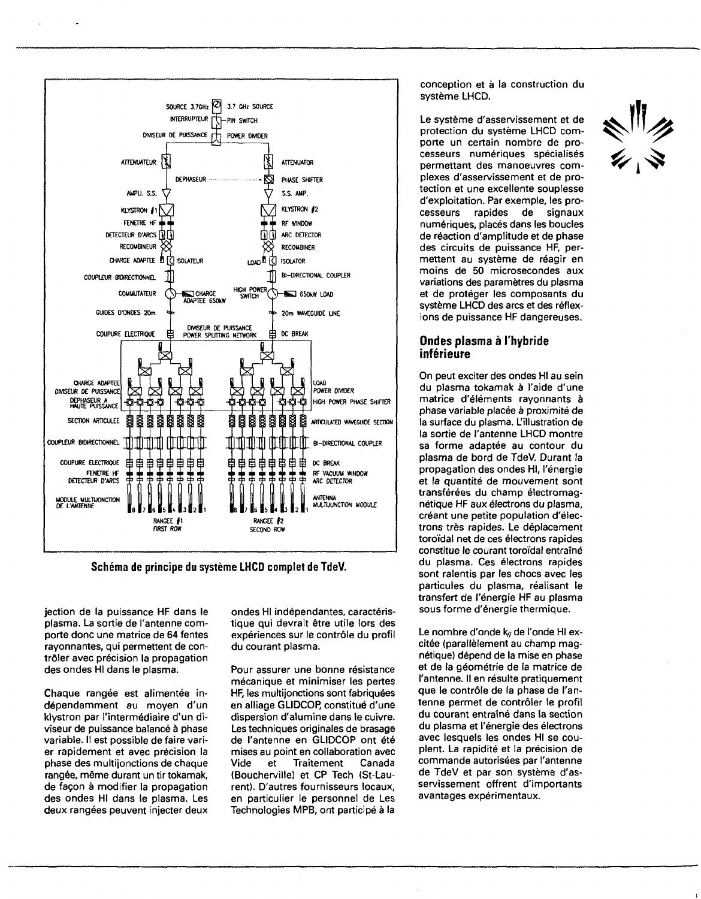Schéma de principe du système LHCD complet de TdeV.

jection de la puissance HF dans le plasma. La sortie de l'antenne comporte donc une matrice de 64 fentes rayonnantes, qui permettent de contrôler avec précision la propagation des ondes HI dans le plasma.

Chaque rangée est alimentée indépendamment au moyen d'un klystron par l'intermédiaire d'un diviseur de puissance balancé à phase variable. Il est possible de faire varier rapidement et avec précision la phase des multijonctions de chaque rangée, même durant un tir tokamak, de façon à modifier la propagation des ondes HI dans le plasma. Les deux rangées peuvent injecter deux ondes HI indépendantes, caractéristique qui devrait être utile lors des expériences sur le contrôle du profil du courant plasma.

Pour assurer une bonne résistance mécanique et minimiser les pertes HF, les multijonctions sont fabriquées en alliage GLIDCOP, constitué d'une dispersion d'alumine dans le cuivre. Les techniques originales de brasage de l'antenne en GLIDCOP ont été mises au point en collaboration avec Vide et Traitement Canada (Boucherville) et CP Tech (St-Laurent). D'autres fournisseurs locaux, en particulier le personnel de Les Technologies MPB, ont participé à la conception et à la construction du système LHCD.

Le système d'asservissement et de protection du système LHCD comporte un certain nombre de processeurs numériques spécialisés permettant des manoeuvres complexes d'asservissement et de protection et une excellente souplesse d'exploitation. Par exemple, les processeurs rapides de signaux numériques, placés dans les boucles de réaction d'amplitude et de phase des circuits de puissance HF, permettent au système de réagir en moins de 50 microsecondes aux variations des paramètres du plasma et de protéger les composants du système LHCD des arcs et des réflexions de puissance HF dangereuses.

## Ondes plasma à l'hybride inférieure

On peut exciter des ondes HI au sein du plasma tokamak à l'aide d'une matrice d'éléments rayonnants à phase variable placée à proximité de la surface du plasma. L'illustration de la sortie de l'antenne LHCD montre sa forme adaptée au contour du plasma de bord de TdeV. Durant la propagation des ondes HI, l'énergie et la quantité de mouvement sont transférées du champ électromagnétique HF aux électrons du plasma, créant une petite population d'électrons très rapides. Le déplacement toroïdal net de ces électrons rapides constitue le courant toroïdal entraîné du plasma. Ces électrons rapides sont ralentis par les chocs avec les particules du plasma, réalisant le transfert de l'énergie HF au plasma sous forme d'énergie thermique.

Le nombre d'onde $k_{//}$ de l'onde HI excitée (parallèlement au champ magnétique) dépend de la mise en phase et de la géométrie de la matrice de l'antenne. Il en résulte pratiquement que le contrôle de la phase de l'antenne permet de contrôler le profil du courant entraîné dans la section du plasma et l'énergie des électrons avec lesquels les ondes HI se couplent. La rapidité et la précision de commande autorisées par l'antenne de TdeV et par son système d'asservissement offrent d'importants avantages expérimentaux.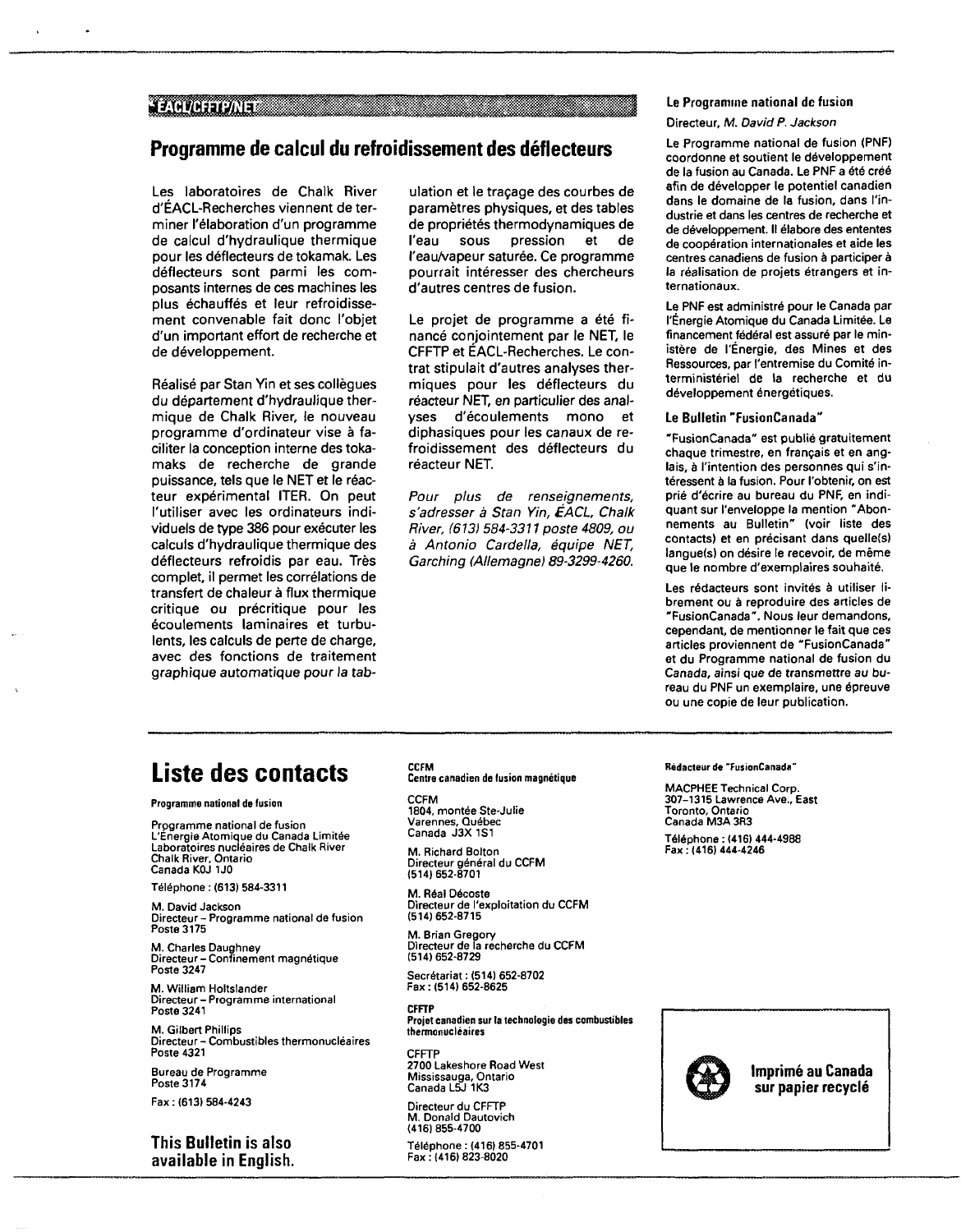**EACL/CFFTP/NET**

## Programme de calcul du refroidissement des déflecteurs

Les laboratoires de Chalk River d'ÉACL-Recherches viennent de terminer l'élaboration d'un programme de calcul d'hydraulique thermique pour les déflecteurs de tokamak. Les déflecteurs sont parmi les composants internes de ces machines les plus échauffés et leur refroidissement convenable fait donc l'objet d'un important effort de recherche et de développement.

Réalisé par Stan Yin et ses collègues du département d'hydraulique thermique de Chalk River, le nouveau programme d'ordinateur vise à faciliter la conception interne des tokamaks de recherche de grande puissance, tels que le NET et le réacteur expérimental ITER. On peut l'utiliser avec les ordinateurs individuels de type 386 pour exécuter les calculs d'hydraulique thermique des déflecteurs refroidis par eau. Très complet, il permet les corrélations de transfert de chaleur à flux thermique critique ou précritique pour les écoulements laminaires et turbulents, les calculs de perte de charge, avec des fonctions de traitement graphique automatique pour la tabulation et le traçage des courbes de paramètres physiques, et des tables de propriétés thermodynamiques de l'eau sous pression et de l'eau/vapeur saturée. Ce programme pourrait intéresser des chercheurs d'autres centres de fusion.

Le projet de programme a été financé conjointement par le NET, le CFFTP et ÉACL-Recherches. Le contrat stipulait d'autres analyses thermiques pour les déflecteurs du réacteur NET, en particulier des analyses d'écoulements mono et diphasiques pour les canaux de refroidissement des déflecteurs du réacteur NET.

*Pour plus de renseignements, s'adresser à Stan Yin, ÉACL, Chalk River, (613) 584-3311 poste 4809, ou à Antonio Cardella, équipe NET, Garching (Allemagne) 89-3299-4260.*

### Le Programme national de fusion

Directeur, *M. David P. Jackson*

Le Programme national de fusion (PNF) coordonne et soutient le développement de la fusion au Canada. Le PNF a été créé afin de développer le potentiel canadien dans le domaine de la fusion, dans l'industrie et dans les centres de recherche et de développement. Il élabore des ententes de coopération internationales et aide les centres canadiens de fusion à participer à la réalisation de projets étrangers et internationaux.

Le PNF est administré pour le Canada par l'Énergie Atomique du Canada Limitée. Le financement fédéral est assuré par le ministère de l'Énergie, des Mines et des Ressources, par l'entremise du Comité interministériel de la recherche et du développement énergétiques.

### Le Bulletin "FusionCanada"

"FusionCanada" est publié gratuitement chaque trimestre, en français et en anglais, à l'intention des personnes qui s'intéressent à la fusion. Pour l'obtenir, on est prié d'écrire au bureau du PNF, en indiquant sur l'enveloppe la mention "Abonnements au Bulletin" (voir liste des contacts) et en précisant dans quelle(s) langue(s) on désire le recevoir, de même que le nombre d'exemplaires souhaité.

Les rédacteurs sont invités à utiliser librement ou à reproduire des articles de "FusionCanada". Nous leur demandons, cependant, de mentionner le fait que ces articles proviennent de "FusionCanada" et du Programme national de fusion du Canada, ainsi que de transmettre au bureau du PNF un exemplaire, une épreuve ou une copie de leur publication.

# Liste des contacts

**Programme national de fusion**

Programme national de fusion
L'Énergie Atomique du Canada Limitée
Laboratoires nucléaires de Chalk River
Chalk River, Ontario
Canada K0J 1J0

Téléphone : (613) 584-3311

M. David Jackson
Directeur – Programme national de fusion
Poste 3175

M. Charles Daughney
Directeur – Confinement magnétique
Poste 3247

M. William Holtslander
Directeur – Programme international
Poste 3241

M. Gilbert Phillips
Directeur – Combustibles thermonucléaires
Poste 4321

Bureau de Programme
Poste 3174

Fax : (613) 584-4243

**This Bulletin is also available in English.**

**CCFM**
**Centre canadien de fusion magnétique**

CCFM
1804, montée Ste-Julie
Varennes, Québec
Canada J3X 1S1

M. Richard Bolton
Directeur général du CCFM
(514) 652-8701

M. Réal Décoste
Directeur de l'exploitation du CCFM
(514) 652-8715

M. Brian Gregory
Directeur de la recherche du CCFM
(514) 652-8729

Secrétariat : (514) 652-8702
Fax : (514) 652-8625

**CFFTP**
**Projet canadien sur la technologie des combustibles thermonucléaires**

CFFTP
2700 Lakeshore Road West
Mississauga, Ontario
Canada L5J 1K3

Directeur du CFFTP
M. Donald Dautovich
(416) 855-4700

Téléphone : (416) 855-4701
Fax : (416) 823-8020

**Rédacteur de "FusionCanada"**

MACPHEE Technical Corp.
307–1315 Lawrence Ave., East
Toronto, Ontario
Canada M3A 3R3

Téléphone : (416) 444-4988
Fax : (416) 444-4246

**Imprimé au Canada sur papier recyclé**